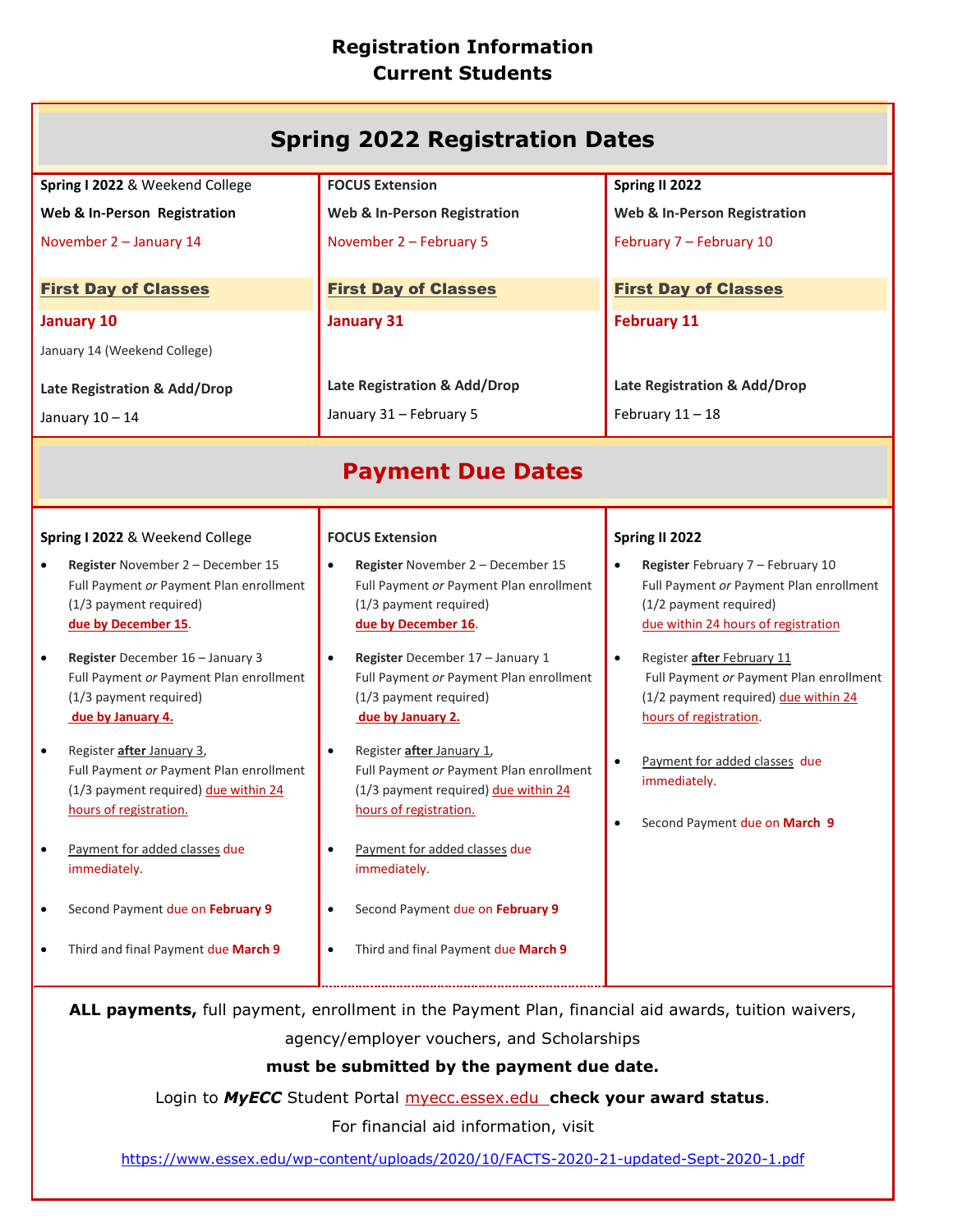# Registration Information
# Current Students

## Spring 2022 Registration Dates

| **Spring I 2022** & Weekend College | **FOCUS Extension** | **Spring II 2022** |
|---|---|---|
| **Web & In-Person Registration** | **Web & In-Person Registration** | **Web & In-Person Registration** |
| November 2 – January 14 | November 2 – February 5 | February 7 – February 10 |
| **First Day of Classes** | **First Day of Classes** | **First Day of Classes** |
| **January 10**<br>January 14 (Weekend College) | **January 31** | **February 11** |
| **Late Registration & Add/Drop** | **Late Registration & Add/Drop** | **Late Registration & Add/Drop** |
| January 10 – 14 | January 31 – February 5 | February 11 – 18 |

## Payment Due Dates

### Spring I 2022 & Weekend College

- **Register** November 2 – December 15 Full Payment *or* Payment Plan enrollment (1/3 payment required) **due by December 15**.
- **Register** December 16 – January 3 Full Payment *or* Payment Plan enrollment (1/3 payment required) **due by January 4.**
- Register **after** January 3, Full Payment *or* Payment Plan enrollment (1/3 payment required) due within 24 hours of registration.
- Payment for added classes due immediately.
- Second Payment due on **February 9**
- Third and final Payment due **March 9**

### FOCUS Extension

- **Register** November 2 – December 15 Full Payment *or* Payment Plan enrollment (1/3 payment required) **due by December 16**.
- **Register** December 17 – January 1 Full Payment *or* Payment Plan enrollment (1/3 payment required) **due by January 2.**
- Register **after** January 1, Full Payment *or* Payment Plan enrollment (1/3 payment required) due within 24 hours of registration.
- Payment for added classes due immediately.
- Second Payment due on **February 9**
- Third and final Payment due **March 9**

### Spring II 2022

- **Register** February 7 – February 10 Full Payment *or* Payment Plan enrollment (1/2 payment required) due within 24 hours of registration
- Register **after** February 11 Full Payment *or* Payment Plan enrollment (1/2 payment required) due within 24 hours of registration.
- Payment for added classes due immediately.
- Second Payment due on **March 9**

**ALL payments,** full payment, enrollment in the Payment Plan, financial aid awards, tuition waivers, agency/employer vouchers, and Scholarships **must be submitted by the payment due date.**

Login to ***MyECC*** Student Portal myecc.essex.edu **check your award status**.

For financial aid information, visit

https://www.essex.edu/wp-content/uploads/2020/10/FACTS-2020-21-updated-Sept-2020-1.pdf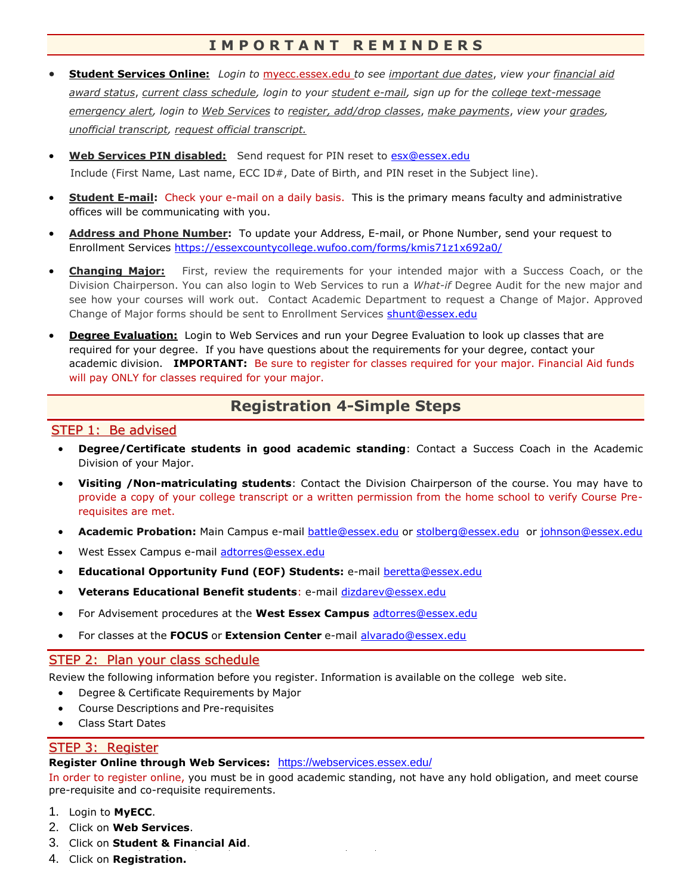## IMPORTANT REMINDERS

- **Student Services Online:** *Login to myecc.essex.edu to see important due dates, view your financial aid award status, current class schedule, login to your student e-mail, sign up for the college text-message emergency alert, login to Web Services to register, add/drop classes, make payments, view your grades, unofficial transcript, request official transcript.*

- **Web Services PIN disabled:** Send request for PIN reset to esx@essex.edu
  Include (First Name, Last name, ECC ID#, Date of Birth, and PIN reset in the Subject line).

- **Student E-mail:** Check your e-mail on a daily basis. This is the primary means faculty and administrative offices will be communicating with you.

- **Address and Phone Number:** To update your Address, E-mail, or Phone Number, send your request to Enrollment Services https://essexcountycollege.wufoo.com/forms/kmis71z1x692a0/

- **Changing Major:** First, review the requirements for your intended major with a Success Coach, or the Division Chairperson. You can also login to Web Services to run a *What-if* Degree Audit for the new major and see how your courses will work out. Contact Academic Department to request a Change of Major. Approved Change of Major forms should be sent to Enrollment Services shunt@essex.edu

- **Degree Evaluation:** Login to Web Services and run your Degree Evaluation to look up classes that are required for your degree. If you have questions about the requirements for your degree, contact your academic division. **IMPORTANT:** Be sure to register for classes required for your major. Financial Aid funds will pay ONLY for classes required for your major.

## Registration 4-Simple Steps

### STEP 1: Be advised

- **Degree/Certificate students in good academic standing**: Contact a Success Coach in the Academic Division of your Major.
- **Visiting /Non-matriculating students**: Contact the Division Chairperson of the course. You may have to provide a copy of your college transcript or a written permission from the home school to verify Course Pre-requisites are met.
- **Academic Probation:** Main Campus e-mail battle@essex.edu or stolberg@essex.edu or johnson@essex.edu
- West Essex Campus e-mail adtorres@essex.edu
- **Educational Opportunity Fund (EOF) Students:** e-mail beretta@essex.edu
- **Veterans Educational Benefit students**: e-mail dizdarev@essex.edu
- For Advisement procedures at the **West Essex Campus** adtorres@essex.edu
- For classes at the **FOCUS** or **Extension Center** e-mail alvarado@essex.edu

### STEP 2: Plan your class schedule

Review the following information before you register. Information is available on the college web site.

- Degree & Certificate Requirements by Major
- Course Descriptions and Pre-requisites
- Class Start Dates

### STEP 3: Register

**Register Online through Web Services:** https://webservices.essex.edu/

In order to register online, you must be in good academic standing, not have any hold obligation, and meet course pre-requisite and co-requisite requirements.

1. Login to **MyECC**.
2. Click on **Web Services**.
3. Click on **Student & Financial Aid**.
4. Click on **Registration.**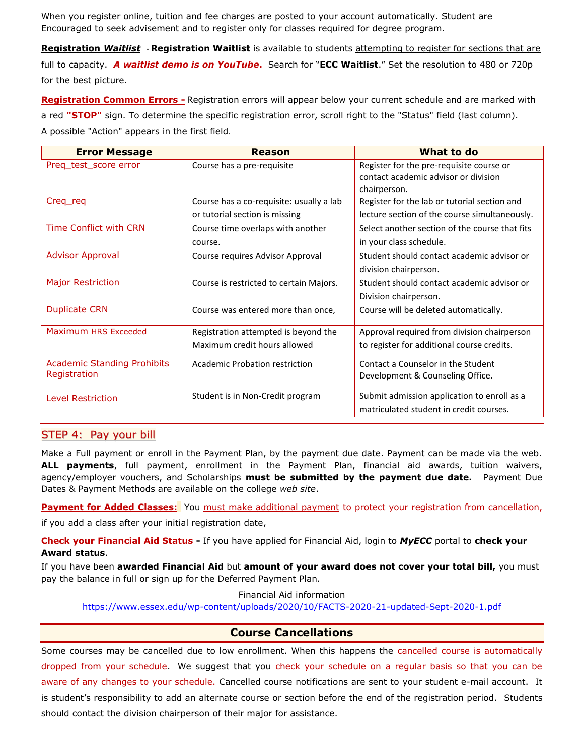When you register online, tuition and fee charges are posted to your account automatically. Student are Encouraged to seek advisement and to register only for classes required for degree program.

**Registration *Waitlist*** - **Registration Waitlist** is available to students attempting to register for sections that are full to capacity. ***A waitlist demo is on YouTube.*** Search for "**ECC Waitlist**." Set the resolution to 480 or 720p for the best picture.

**Registration Common Errors -** Registration errors will appear below your current schedule and are marked with a red **"STOP"** sign. To determine the specific registration error, scroll right to the "Status" field (last column). A possible "Action" appears in the first field.

| Error Message | Reason | What to do |
|---|---|---|
| Preq_test_score error | Course has a pre-requisite | Register for the pre-requisite course or contact academic advisor or division chairperson. |
| Creq_req | Course has a co-requisite: usually a lab or tutorial section is missing | Register for the lab or tutorial section and lecture section of the course simultaneously. |
| Time Conflict with CRN | Course time overlaps with another course. | Select another section of the course that fits in your class schedule. |
| Advisor Approval | Course requires Advisor Approval | Student should contact academic advisor or division chairperson. |
| Major Restriction | Course is restricted to certain Majors. | Student should contact academic advisor or Division chairperson. |
| Duplicate CRN | Course was entered more than once, | Course will be deleted automatically. |
| Maximum HRS Exceeded | Registration attempted is beyond the Maximum credit hours allowed | Approval required from division chairperson to register for additional course credits. |
| Academic Standing Prohibits Registration | Academic Probation restriction | Contact a Counselor in the Student Development & Counseling Office. |
| Level Restriction | Student is in Non-Credit program | Submit admission application to enroll as a matriculated student in credit courses. |

## STEP 4: Pay your bill

Make a Full payment or enroll in the Payment Plan, by the payment due date. Payment can be made via the web. **ALL payments**, full payment, enrollment in the Payment Plan, financial aid awards, tuition waivers, agency/employer vouchers, and Scholarships **must be submitted by the payment due date.** Payment Due Dates & Payment Methods are available on the college *web site*.

**Payment for Added Classes:** You must make additional payment to protect your registration from cancellation, if you add a class after your initial registration date,

**Check your Financial Aid Status -** If you have applied for Financial Aid, login to ***MyECC*** portal to **check your Award status**.

If you have been **awarded Financial Aid** but **amount of your award does not cover your total bill,** you must pay the balance in full or sign up for the Deferred Payment Plan.

Financial Aid information
https://www.essex.edu/wp-content/uploads/2020/10/FACTS-2020-21-updated-Sept-2020-1.pdf

## Course Cancellations

Some courses may be cancelled due to low enrollment. When this happens the cancelled course is automatically dropped from your schedule. We suggest that you check your schedule on a regular basis so that you can be aware of any changes to your schedule. Cancelled course notifications are sent to your student e-mail account. It is student's responsibility to add an alternate course or section before the end of the registration period. Students should contact the division chairperson of their major for assistance.